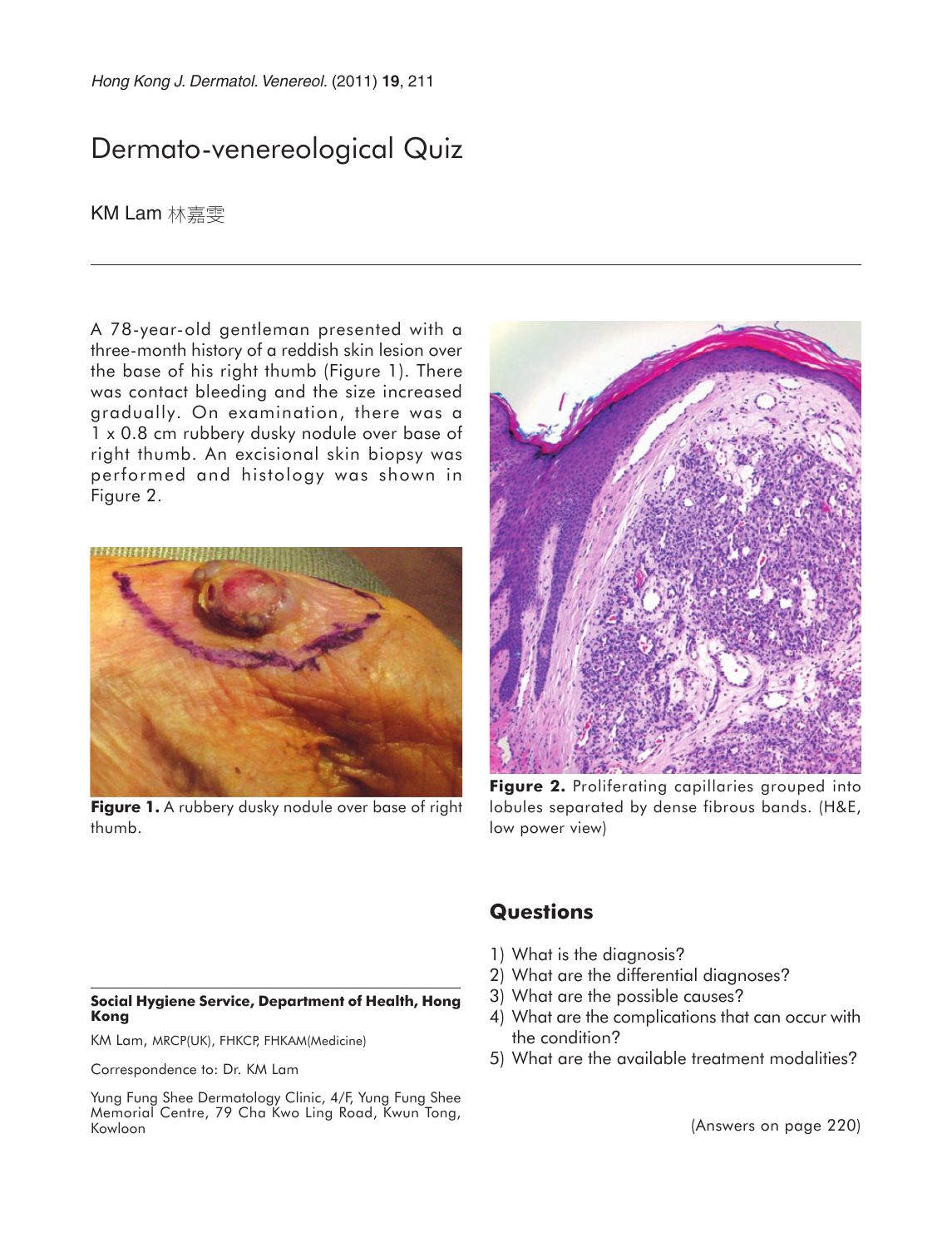# Dermato-venereological Quiz

KM Lam 林嘉雯

A 78-year-old gentleman presented with a three-month history of a reddish skin lesion over the base of his right thumb (Figure 1). There was contact bleeding and the size increased gradually. On examination, there was a 1 x 0.8 cm rubbery dusky nodule over base of right thumb. An excisional skin biopsy was performed and histology was shown in Figure 2.

**Figure 1.** A rubbery dusky nodule over base of right thumb.

**Figure 2.** Proliferating capillaries grouped into lobules separated by dense fibrous bands. (H&E, low power view)

## Questions

1) What is the diagnosis?
2) What are the differential diagnoses?
3) What are the possible causes?
4) What are the complications that can occur with the condition?
5) What are the available treatment modalities?

(Answers on page 220)

**Social Hygiene Service, Department of Health, Hong Kong**

KM Lam, MRCP(UK), FHKCP, FHKAM(Medicine)

Correspondence to: Dr. KM Lam

Yung Fung Shee Dermatology Clinic, 4/F, Yung Fung Shee Memorial Centre, 79 Cha Kwo Ling Road, Kwun Tong, Kowloon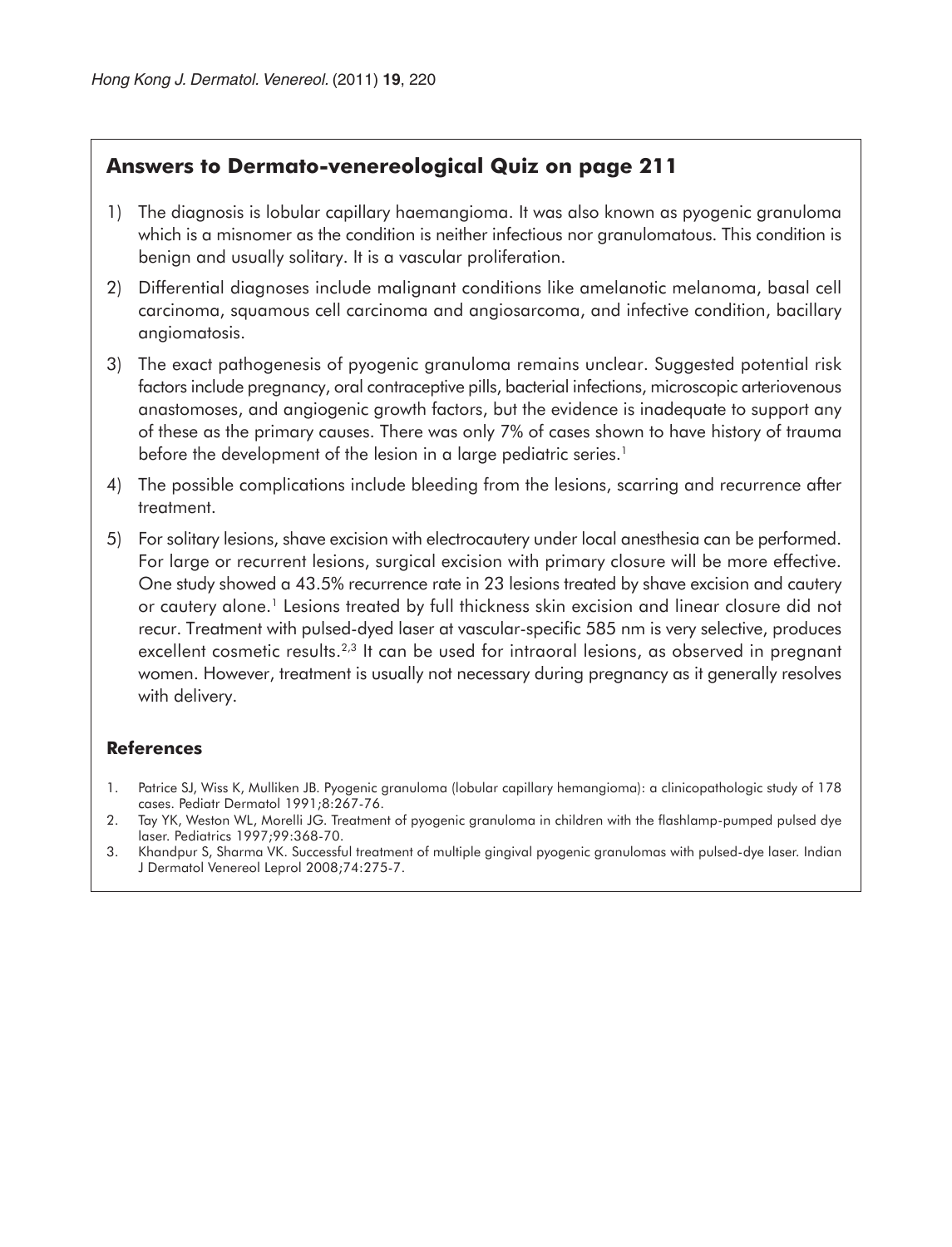## Answers to Dermato-venereological Quiz on page 211

1) The diagnosis is lobular capillary haemangioma. It was also known as pyogenic granuloma which is a misnomer as the condition is neither infectious nor granulomatous. This condition is benign and usually solitary. It is a vascular proliferation.

2) Differential diagnoses include malignant conditions like amelanotic melanoma, basal cell carcinoma, squamous cell carcinoma and angiosarcoma, and infective condition, bacillary angiomatosis.

3) The exact pathogenesis of pyogenic granuloma remains unclear. Suggested potential risk factors include pregnancy, oral contraceptive pills, bacterial infections, microscopic arteriovenous anastomoses, and angiogenic growth factors, but the evidence is inadequate to support any of these as the primary causes. There was only 7% of cases shown to have history of trauma before the development of the lesion in a large pediatric series.[1]

4) The possible complications include bleeding from the lesions, scarring and recurrence after treatment.

5) For solitary lesions, shave excision with electrocautery under local anesthesia can be performed. For large or recurrent lesions, surgical excision with primary closure will be more effective. One study showed a 43.5% recurrence rate in 23 lesions treated by shave excision and cautery or cautery alone.[1] Lesions treated by full thickness skin excision and linear closure did not recur. Treatment with pulsed-dyed laser at vascular-specific 585 nm is very selective, produces excellent cosmetic results.[2,3] It can be used for intraoral lesions, as observed in pregnant women. However, treatment is usually not necessary during pregnancy as it generally resolves with delivery.

### References

1. Patrice SJ, Wiss K, Mulliken JB. Pyogenic granuloma (lobular capillary hemangioma): a clinicopathologic study of 178 cases. Pediatr Dermatol 1991;8:267-76.
2. Tay YK, Weston WL, Morelli JG. Treatment of pyogenic granuloma in children with the flashlamp-pumped pulsed dye laser. Pediatrics 1997;99:368-70.
3. Khandpur S, Sharma VK. Successful treatment of multiple gingival pyogenic granulomas with pulsed-dye laser. Indian J Dermatol Venereol Leprol 2008;74:275-7.